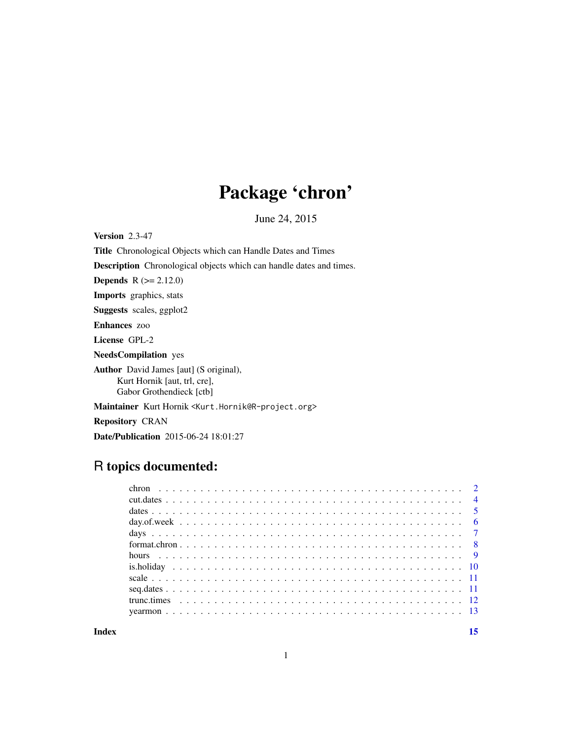# Package 'chron'

June 24, 2015

**Version** 2.3-47

**Title** Chronological Objects which can Handle Dates and Times

**Description** Chronological objects which can handle dates and times.

**Depends** R (>= 2.12.0)

**Imports** graphics, stats

**Suggests** scales, ggplot2

**Enhances** zoo

**License** GPL-2

**NeedsCompilation** yes

**Author** David James [aut] (S original),
Kurt Hornik [aut, trl, cre],
Gabor Grothendieck [ctb]

**Maintainer** Kurt Hornik <Kurt.Hornik@R-project.org>

**Repository** CRAN

**Date/Publication** 2015-06-24 18:01:27

## R topics documented:

| | |
|---|---|
| chron | 2 |
| cut.dates | 4 |
| dates | 5 |
| day.of.week | 6 |
| days | 7 |
| format.chron | 8 |
| hours | 9 |
| is.holiday | 10 |
| scale | 11 |
| seq.dates | 11 |
| trunc.times | 12 |
| yearmon | 13 |
| **Index** | **15** |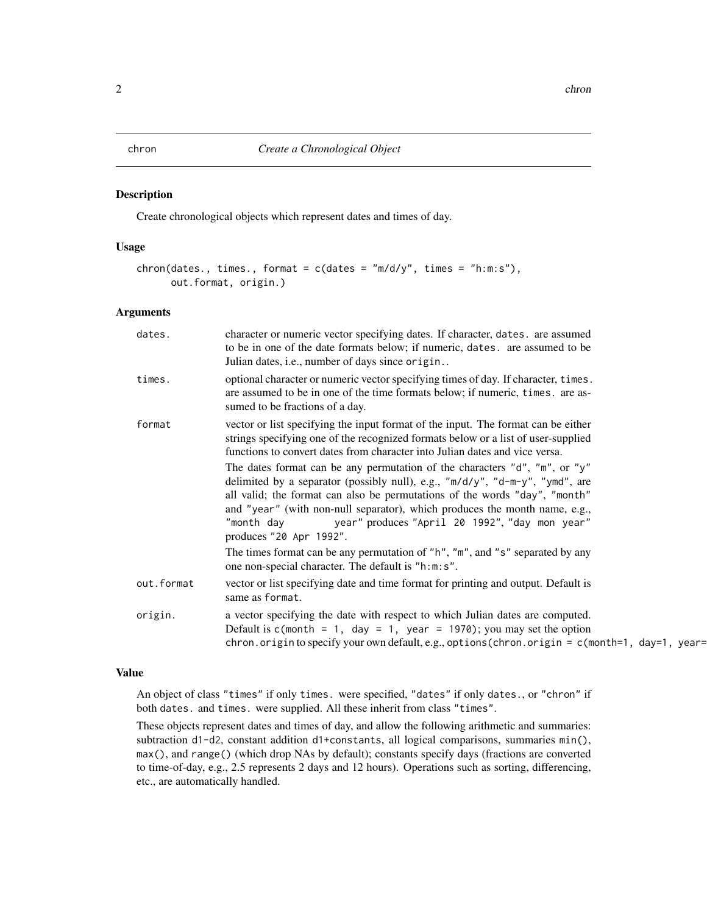# chron — *Create a Chronological Object*

## Description

Create chronological objects which represent dates and times of day.

## Usage

```
chron(dates., times., format = c(dates = "m/d/y", times = "h:m:s"),
      out.format, origin.)
```

## Arguments

| Argument | Description |
| --- | --- |
| `dates.` | character or numeric vector specifying dates. If character, `dates.` are assumed to be in one of the date formats below; if numeric, `dates.` are assumed to be Julian dates, i.e., number of days since `origin.`. |
| `times.` | optional character or numeric vector specifying times of day. If character, `times.` are assumed to be in one of the time formats below; if numeric, `times.` are assumed to be fractions of a day. |
| `format` | vector or list specifying the input format of the input. The format can be either strings specifying one of the recognized formats below or a list of user-supplied functions to convert dates from character into Julian dates and vice versa. <br><br> The dates format can be any permutation of the characters `"d"`, `"m"`, or `"y"` delimited by a separator (possibly null), e.g., `"m/d/y"`, `"d-m-y"`, `"ymd"`, are all valid; the format can also be permutations of the words `"day"`, `"month"` and `"year"` (with non-null separator), which produces the month name, e.g., `"month day year"` produces `"April 20 1992"`, `"day mon year"` produces `"20 Apr 1992"`. <br><br> The times format can be any permutation of `"h"`, `"m"`, and `"s"` separated by any one non-special character. The default is `"h:m:s"`. |
| `out.format` | vector or list specifying date and time format for printing and output. Default is same as `format`. |
| `origin.` | a vector specifying the date with respect to which Julian dates are computed. Default is `c(month = 1, day = 1, year = 1970)`; you may set the option `chron.origin` to specify your own default, e.g., `options(chron.origin = c(month=1, day=1, year=` |

## Value

An object of class `"times"` if only `times.` were specified, `"dates"` if only `dates.`, or `"chron"` if both `dates.` and `times.` were supplied. All these inherit from class `"times"`.

These objects represent dates and times of day, and allow the following arithmetic and summaries: subtraction `d1-d2`, constant addition `d1+constants`, all logical comparisons, summaries `min()`, `max()`, and `range()` (which drop NAs by default); constants specify days (fractions are converted to time-of-day, e.g., 2.5 represents 2 days and 12 hours). Operations such as sorting, differencing, etc., are automatically handled.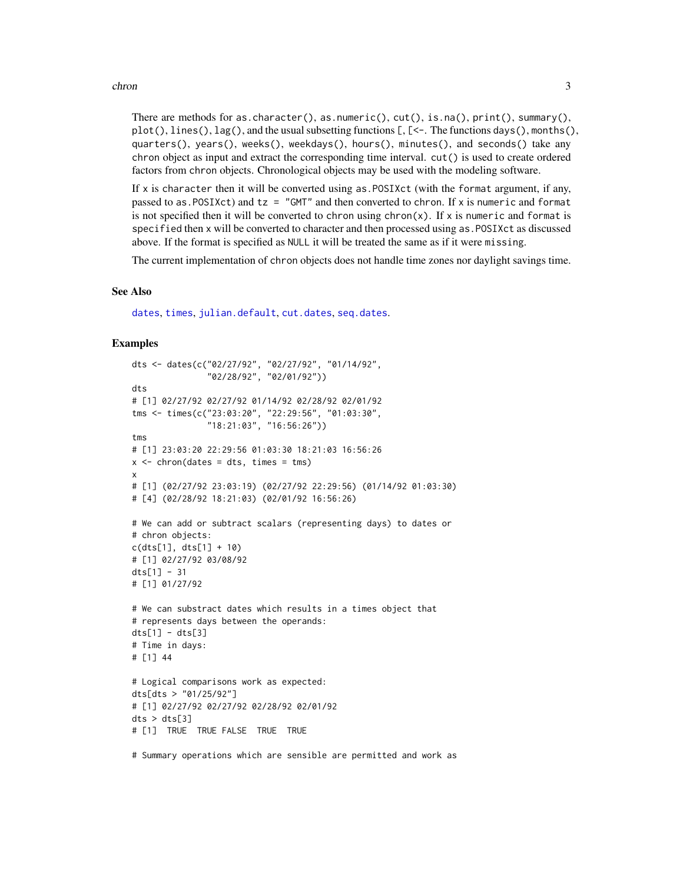There are methods for as.character(), as.numeric(), cut(), is.na(), print(), summary(), plot(), lines(), lag(), and the usual subsetting functions [, [<-. The functions days(), months(), quarters(), years(), weeks(), weekdays(), hours(), minutes(), and seconds() take any chron object as input and extract the corresponding time interval. cut() is used to create ordered factors from chron objects. Chronological objects may be used with the modeling software.

If x is character then it will be converted using as.POSIXct (with the format argument, if any, passed to as.POSIXct) and tz = "GMT" and then converted to chron. If x is numeric and format is not specified then it will be converted to chron using chron(x). If x is numeric and format is specified then x will be converted to character and then processed using as.POSIXct as discussed above. If the format is specified as NULL it will be treated the same as if it were missing.

The current implementation of chron objects does not handle time zones nor daylight savings time.

## See Also

dates, times, julian.default, cut.dates, seq.dates.

## Examples

```
dts <- dates(c("02/27/92", "02/27/92", "01/14/92",
               "02/28/92", "02/01/92"))
dts
# [1] 02/27/92 02/27/92 01/14/92 02/28/92 02/01/92
tms <- times(c("23:03:20", "22:29:56", "01:03:30",
               "18:21:03", "16:56:26"))
tms
# [1] 23:03:20 22:29:56 01:03:30 18:21:03 16:56:26
x <- chron(dates = dts, times = tms)
x
# [1] (02/27/92 23:03:19) (02/27/92 22:29:56) (01/14/92 01:03:30)
# [4] (02/28/92 18:21:03) (02/01/92 16:56:26)

# We can add or subtract scalars (representing days) to dates or
# chron objects:
c(dts[1], dts[1] + 10)
# [1] 02/27/92 03/08/92
dts[1] - 31
# [1] 01/27/92

# We can substract dates which results in a times object that
# represents days between the operands:
dts[1] - dts[3]
# Time in days:
# [1] 44

# Logical comparisons work as expected:
dts[dts > "01/25/92"]
# [1] 02/27/92 02/27/92 02/28/92 02/01/92
dts > dts[3]
# [1]  TRUE  TRUE FALSE  TRUE  TRUE

# Summary operations which are sensible are permitted and work as
```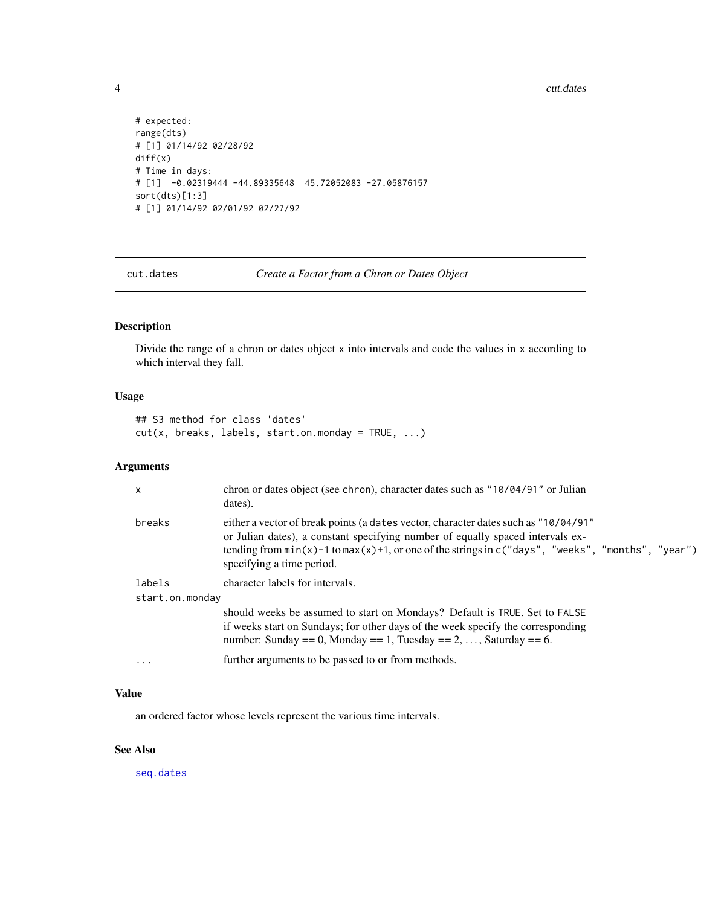```
# expected:
range(dts)
# [1] 01/14/92 02/28/92
diff(x)
# Time in days:
# [1]  -0.02319444 -44.89335648  45.72052083 -27.05876157
sort(dts)[1:3]
# [1] 01/14/92 02/01/92 02/27/92
```

---

## cut.dates — *Create a Factor from a Chron or Dates Object*

### Description

Divide the range of a chron or dates object `x` into intervals and code the values in `x` according to which interval they fall.

### Usage

```
## S3 method for class 'dates'
cut(x, breaks, labels, start.on.monday = TRUE, ...)
```

### Arguments

| | |
|---|---|
| `x` | chron or dates object (see `chron`), character dates such as `"10/04/91"` or Julian dates). |
| `breaks` | either a vector of break points (a `dates` vector, character dates such as `"10/04/91"` or Julian dates), a constant specifying number of equally spaced intervals extending from `min(x)-1` to `max(x)+1`, or one of the strings in `c("days", "weeks", "months", "year")` specifying a time period. |
| `labels` | character labels for intervals. |
| `start.on.monday` | should weeks be assumed to start on Mondays? Default is `TRUE`. Set to `FALSE` if weeks start on Sundays; for other days of the week specify the corresponding number: Sunday == 0, Monday == 1, Tuesday == 2, …, Saturday == 6. |
| `...` | further arguments to be passed to or from methods. |

### Value

an ordered factor whose levels represent the various time intervals.

### See Also

`seq.dates`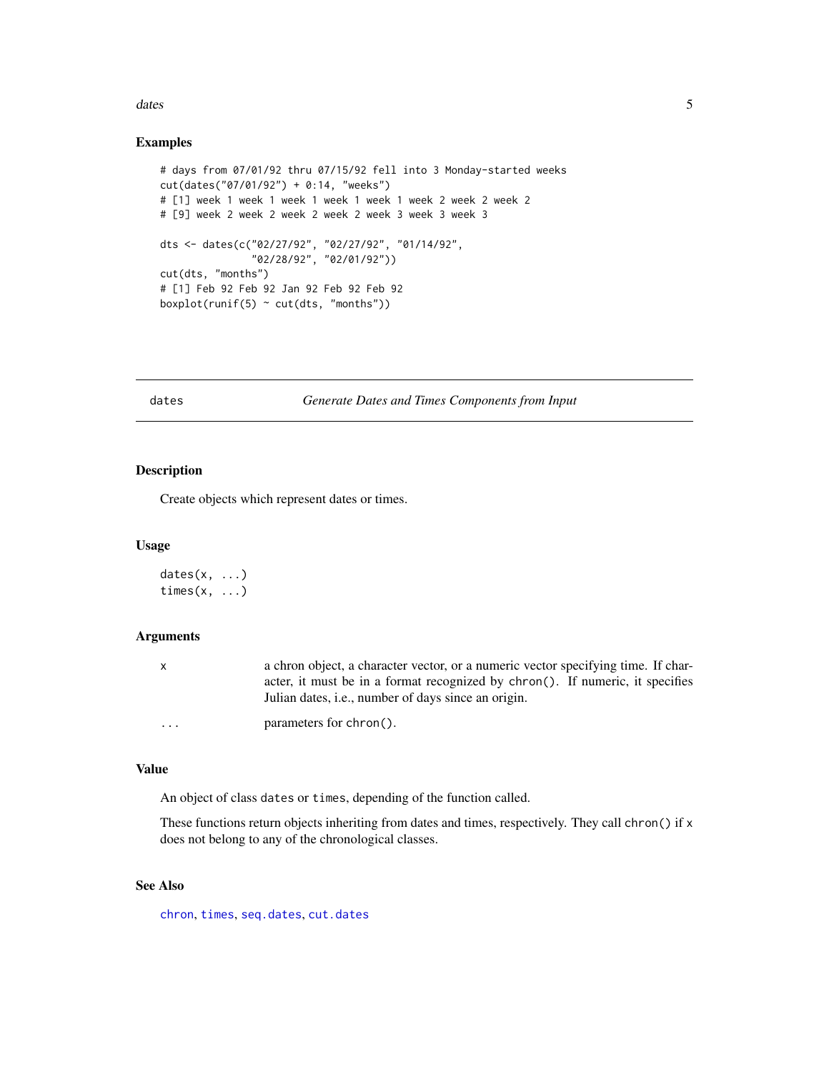## Examples

```
# days from 07/01/92 thru 07/15/92 fell into 3 Monday-started weeks
cut(dates("07/01/92") + 0:14, "weeks")
# [1] week 1 week 1 week 1 week 1 week 1 week 2 week 2 week 2
# [9] week 2 week 2 week 2 week 2 week 3 week 3 week 3

dts <- dates(c("02/27/92", "02/27/92", "01/14/92",
               "02/28/92", "02/01/92"))
cut(dts, "months")
# [1] Feb 92 Feb 92 Jan 92 Feb 92 Feb 92
boxplot(runif(5) ~ cut(dts, "months"))
```

---

# dates — *Generate Dates and Times Components from Input*

---

## Description

Create objects which represent dates or times.

## Usage

```
dates(x, ...)
times(x, ...)
```

## Arguments

| | |
|---|---|
| `x` | a chron object, a character vector, or a numeric vector specifying time. If character, it must be in a format recognized by `chron()`. If numeric, it specifies Julian dates, i.e., number of days since an origin. |
| `...` | parameters for `chron()`. |

## Value

An object of class `dates` or `times`, depending of the function called.

These functions return objects inheriting from dates and times, respectively. They call `chron()` if `x` does not belong to any of the chronological classes.

## See Also

`chron`, `times`, `seq.dates`, `cut.dates`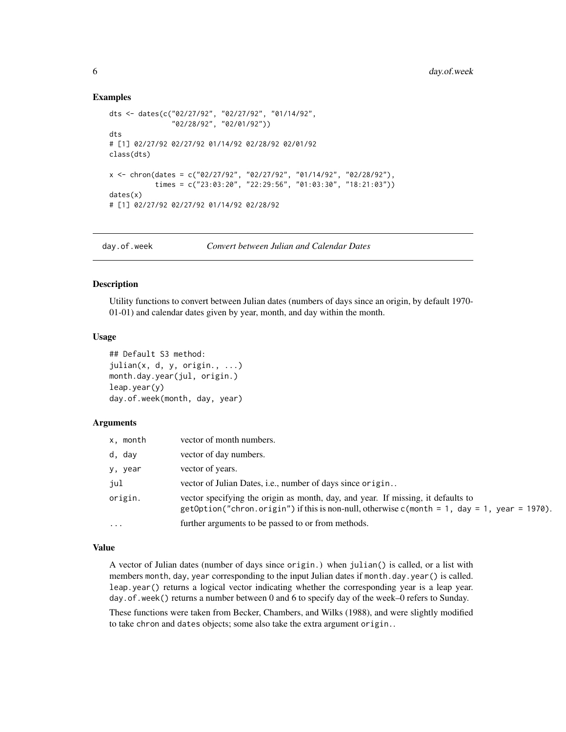### Examples

```
dts <- dates(c("02/27/92", "02/27/92", "01/14/92",
               "02/28/92", "02/01/92"))
dts
# [1] 02/27/92 02/27/92 01/14/92 02/28/92 02/01/92
class(dts)

x <- chron(dates = c("02/27/92", "02/27/92", "01/14/92", "02/28/92"),
           times = c("23:03:20", "22:29:56", "01:03:30", "18:21:03"))
dates(x)
# [1] 02/27/92 02/27/92 01/14/92 02/28/92
```

---

## day.of.week — *Convert between Julian and Calendar Dates*

---

### Description

Utility functions to convert between Julian dates (numbers of days since an origin, by default 1970-01-01) and calendar dates given by year, month, and day within the month.

### Usage

```
## Default S3 method:
julian(x, d, y, origin., ...)
month.day.year(jul, origin.)
leap.year(y)
day.of.week(month, day, year)
```

### Arguments

| | |
|---|---|
| `x, month` | vector of month numbers. |
| `d, day` | vector of day numbers. |
| `y, year` | vector of years. |
| `jul` | vector of Julian Dates, i.e., number of days since `origin.`. |
| `origin.` | vector specifying the origin as month, day, and year. If missing, it defaults to `getOption("chron.origin")` if this is non-null, otherwise `c(month = 1, day = 1, year = 1970)`. |
| `...` | further arguments to be passed to or from methods. |

### Value

A vector of Julian dates (number of days since `origin.`) when `julian()` is called, or a list with members `month`, `day`, `year` corresponding to the input Julian dates if `month.day.year()` is called. `leap.year()` returns a logical vector indicating whether the corresponding year is a leap year. `day.of.week()` returns a number between 0 and 6 to specify day of the week–0 refers to Sunday.

These functions were taken from Becker, Chambers, and Wilks (1988), and were slightly modified to take `chron` and `dates` objects; some also take the extra argument `origin.`.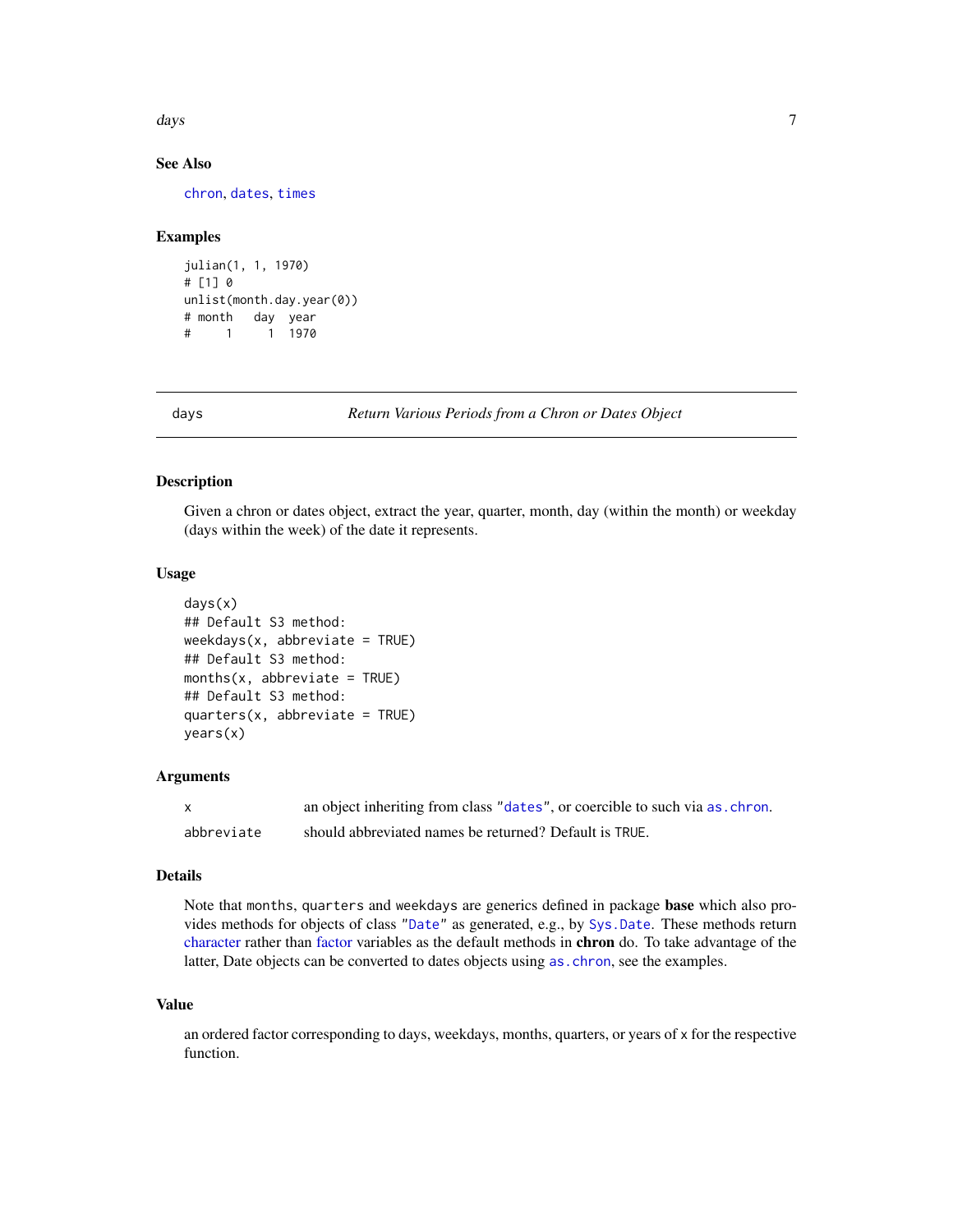### See Also

chron, dates, times

### Examples

```
julian(1, 1, 1970)
# [1] 0
unlist(month.day.year(0))
# month   day  year
#     1     1  1970
```

---

## days — *Return Various Periods from a Chron or Dates Object*

### Description

Given a chron or dates object, extract the year, quarter, month, day (within the month) or weekday (days within the week) of the date it represents.

### Usage

```
days(x)
## Default S3 method:
weekdays(x, abbreviate = TRUE)
## Default S3 method:
months(x, abbreviate = TRUE)
## Default S3 method:
quarters(x, abbreviate = TRUE)
years(x)
```

### Arguments

| | |
|---|---|
| `x` | an object inheriting from class "`dates`", or coercible to such via `as.chron`. |
| `abbreviate` | should abbreviated names be returned? Default is `TRUE`. |

### Details

Note that `months`, `quarters` and `weekdays` are generics defined in package **base** which also provides methods for objects of class "`Date`" as generated, e.g., by `Sys.Date`. These methods return character rather than factor variables as the default methods in **chron** do. To take advantage of the latter, Date objects can be converted to dates objects using `as.chron`, see the examples.

### Value

an ordered factor corresponding to days, weekdays, months, quarters, or years of `x` for the respective function.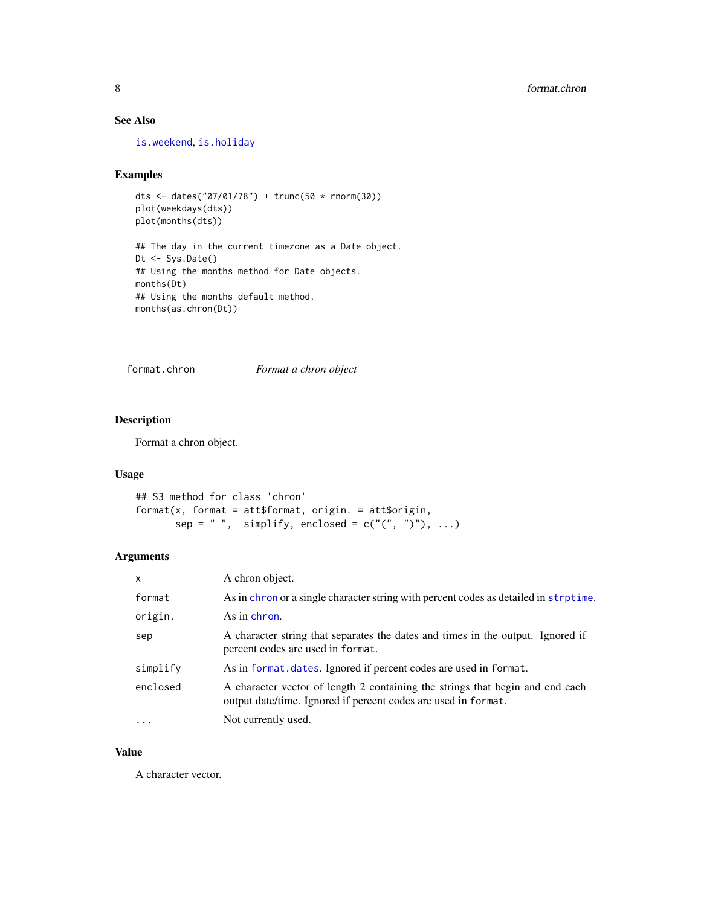### See Also

is.weekend, is.holiday

### Examples

```
dts <- dates("07/01/78") + trunc(50 * rnorm(30))
plot(weekdays(dts))
plot(months(dts))

## The day in the current timezone as a Date object.
Dt <- Sys.Date()
## Using the months method for Date objects.
months(Dt)
## Using the months default method.
months(as.chron(Dt))
```

---

## format.chron — *Format a chron object*

### Description

Format a chron object.

### Usage

```
## S3 method for class 'chron'
format(x, format = att$format, origin. = att$origin,
       sep = " ",  simplify, enclosed = c("(", ")"), ...)
```

### Arguments

| | |
|---|---|
| x | A chron object. |
| format | As in chron or a single character string with percent codes as detailed in strptime. |
| origin. | As in chron. |
| sep | A character string that separates the dates and times in the output. Ignored if percent codes are used in format. |
| simplify | As in format.dates. Ignored if percent codes are used in format. |
| enclosed | A character vector of length 2 containing the strings that begin and end each output date/time. Ignored if percent codes are used in format. |
| ... | Not currently used. |

### Value

A character vector.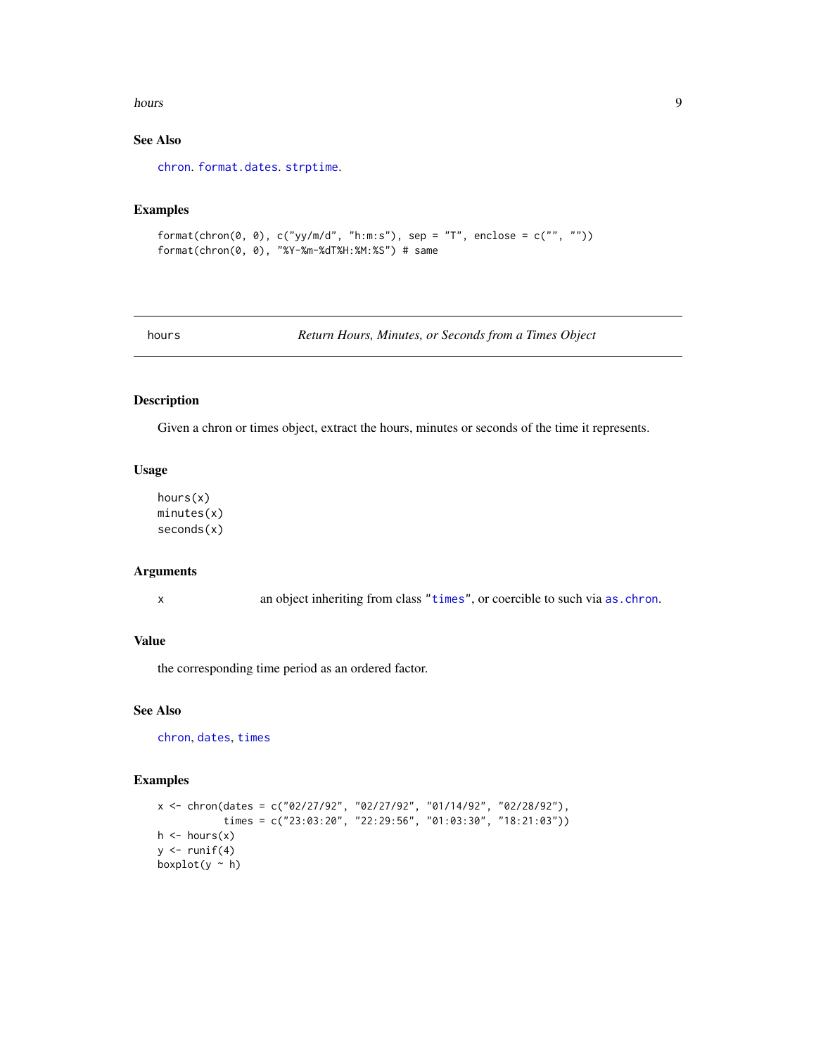## See Also

chron. format.dates. strptime.

## Examples

```
format(chron(0, 0), c("yy/m/d", "h:m:s"), sep = "T", enclose = c("", ""))
format(chron(0, 0), "%Y-%m-%dT%H:%M:%S") # same
```

---

# hours — *Return Hours, Minutes, or Seconds from a Times Object*

---

## Description

Given a chron or times object, extract the hours, minutes or seconds of the time it represents.

## Usage

```
hours(x)
minutes(x)
seconds(x)
```

## Arguments

| | |
|---|---|
| x | an object inheriting from class "times", or coercible to such via as.chron. |

## Value

the corresponding time period as an ordered factor.

## See Also

chron, dates, times

## Examples

```
x <- chron(dates = c("02/27/92", "02/27/92", "01/14/92", "02/28/92"),
           times = c("23:03:20", "22:29:56", "01:03:30", "18:21:03"))
h <- hours(x)
y <- runif(4)
boxplot(y ~ h)
```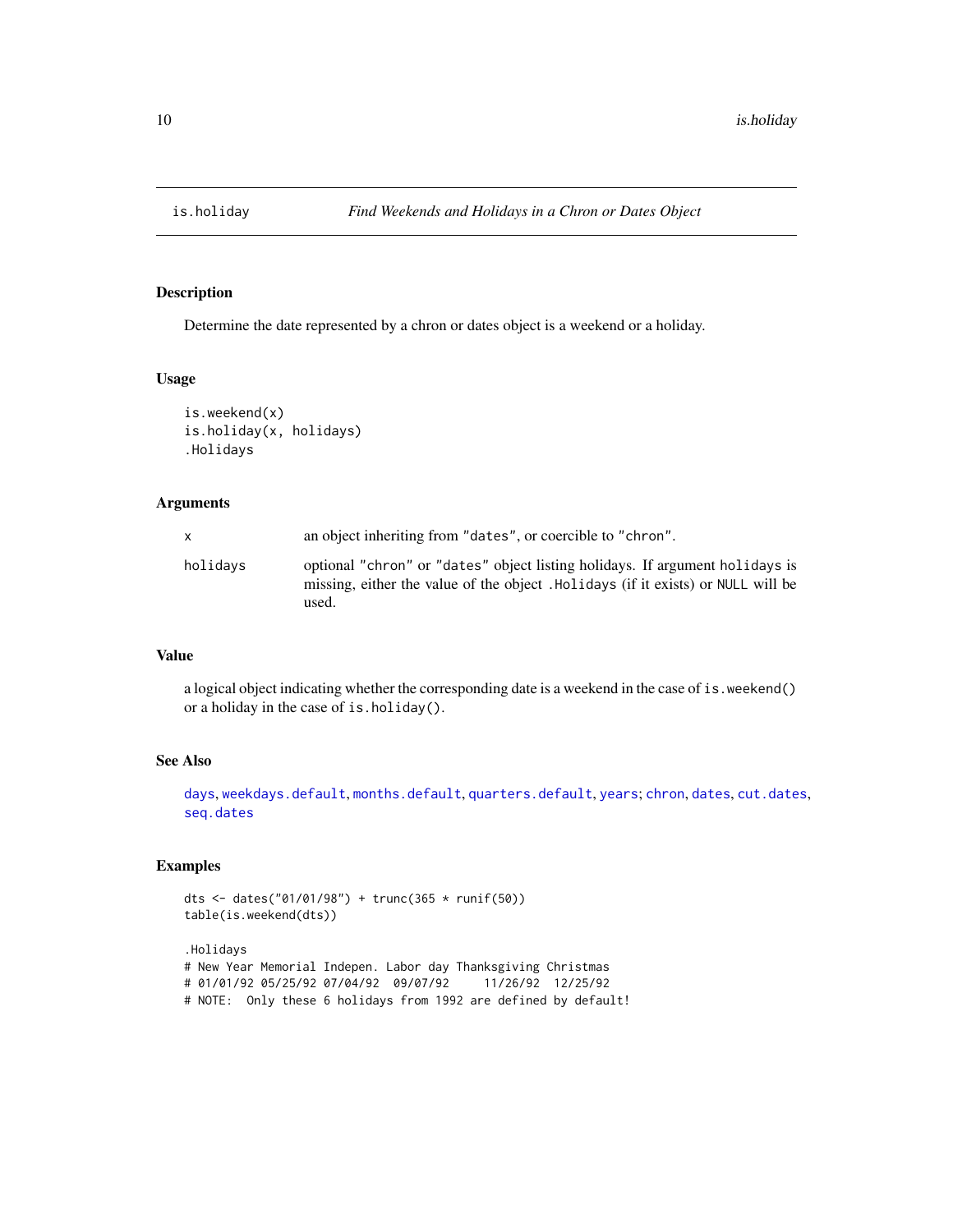is.holiday — *Find Weekends and Holidays in a Chron or Dates Object*

## Description

Determine the date represented by a chron or dates object is a weekend or a holiday.

## Usage

```
is.weekend(x)
is.holiday(x, holidays)
.Holidays
```

## Arguments

| | |
|---|---|
| x | an object inheriting from "dates", or coercible to "chron". |
| holidays | optional "chron" or "dates" object listing holidays. If argument holidays is missing, either the value of the object .Holidays (if it exists) or NULL will be used. |

## Value

a logical object indicating whether the corresponding date is a weekend in the case of `is.weekend()` or a holiday in the case of `is.holiday()`.

## See Also

days, weekdays.default, months.default, quarters.default, years; chron, dates, cut.dates, seq.dates

## Examples

```
dts <- dates("01/01/98") + trunc(365 * runif(50))
table(is.weekend(dts))

.Holidays
# New Year Memorial Indepen. Labor day Thanksgiving Christmas
# 01/01/92 05/25/92 07/04/92  09/07/92     11/26/92  12/25/92
# NOTE:  Only these 6 holidays from 1992 are defined by default!
```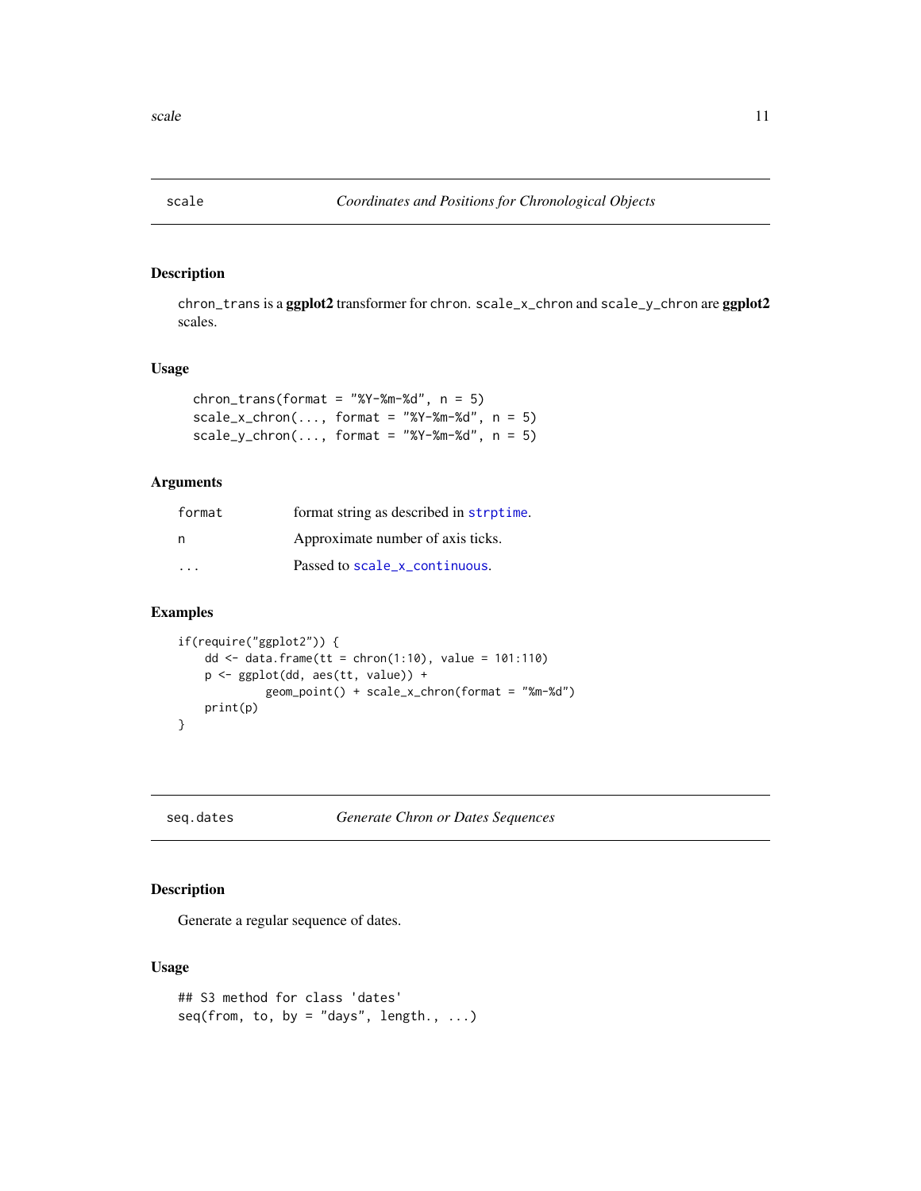## scale — *Coordinates and Positions for Chronological Objects*

### Description

chron_trans is a **ggplot2** transformer for chron. scale_x_chron and scale_y_chron are **ggplot2** scales.

### Usage

```
chron_trans(format = "%Y-%m-%d", n = 5)
scale_x_chron(..., format = "%Y-%m-%d", n = 5)
scale_y_chron(..., format = "%Y-%m-%d", n = 5)
```

### Arguments

| | |
|---|---|
| format | format string as described in strptime. |
| n | Approximate number of axis ticks. |
| ... | Passed to scale_x_continuous. |

### Examples

```
if(require("ggplot2")) {
    dd <- data.frame(tt = chron(1:10), value = 101:110)
    p <- ggplot(dd, aes(tt, value)) +
             geom_point() + scale_x_chron(format = "%m-%d")
    print(p)
}
```

## seq.dates — *Generate Chron or Dates Sequences*

### Description

Generate a regular sequence of dates.

### Usage

```
## S3 method for class 'dates'
seq(from, to, by = "days", length., ...)
```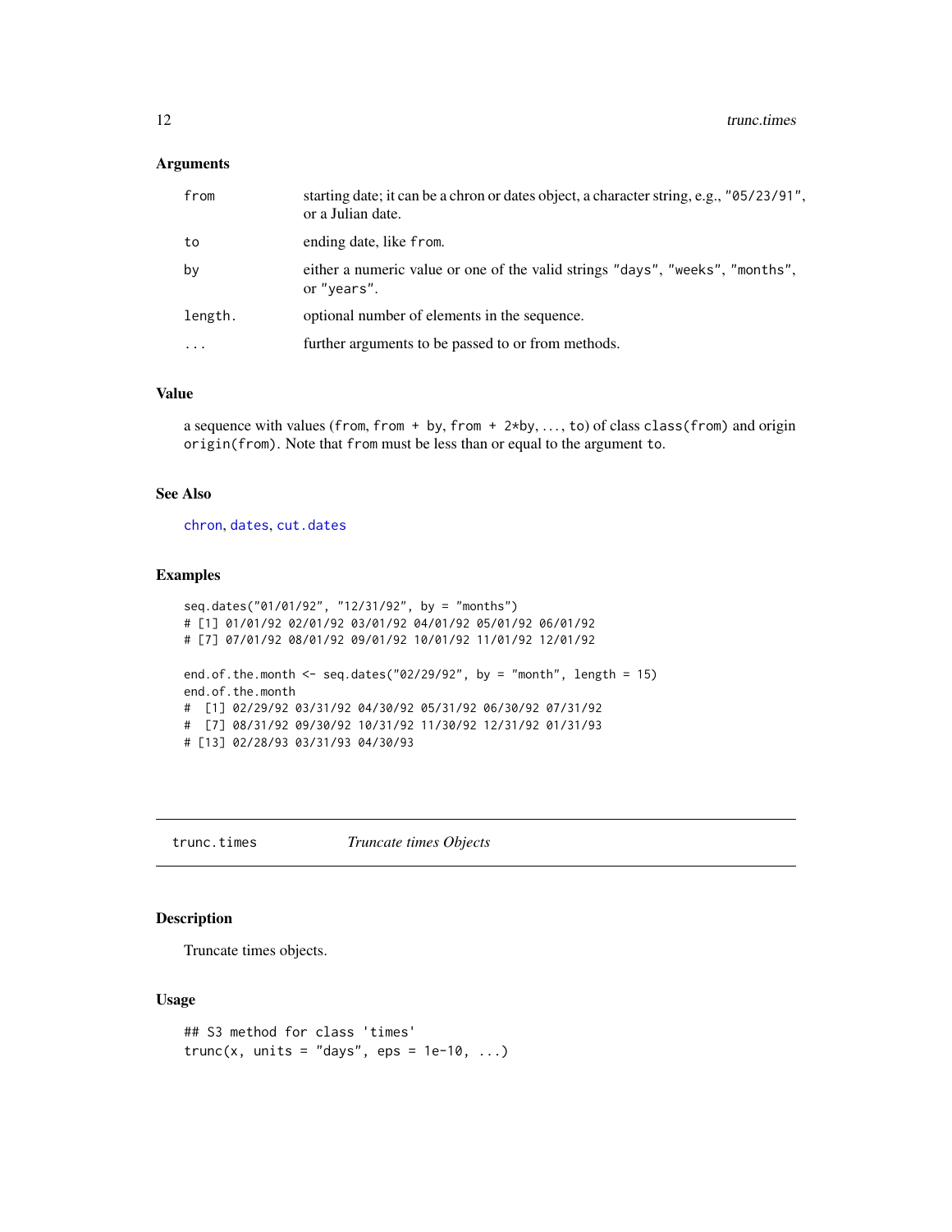### Arguments

| | |
|---|---|
| `from` | starting date; it can be a chron or dates object, a character string, e.g., "05/23/91", or a Julian date. |
| `to` | ending date, like `from`. |
| `by` | either a numeric value or one of the valid strings "days", "weeks", "months", or "years". |
| `length.` | optional number of elements in the sequence. |
| `...` | further arguments to be passed to or from methods. |

### Value

a sequence with values (`from`, `from + by`, `from + 2*by`, ..., `to`) of class `class(from)` and origin `origin(from)`. Note that `from` must be less than or equal to the argument `to`.

### See Also

chron, dates, cut.dates

### Examples

```
seq.dates("01/01/92", "12/31/92", by = "months")
# [1] 01/01/92 02/01/92 03/01/92 04/01/92 05/01/92 06/01/92
# [7] 07/01/92 08/01/92 09/01/92 10/01/92 11/01/92 12/01/92

end.of.the.month <- seq.dates("02/29/92", by = "month", length = 15)
end.of.the.month
#  [1] 02/29/92 03/31/92 04/30/92 05/31/92 06/30/92 07/31/92
#  [7] 08/31/92 09/30/92 10/31/92 11/30/92 12/31/92 01/31/93
# [13] 02/28/93 03/31/93 04/30/93
```

---

## trunc.times — *Truncate times Objects*

---

### Description

Truncate times objects.

### Usage

```
## S3 method for class 'times'
trunc(x, units = "days", eps = 1e-10, ...)
```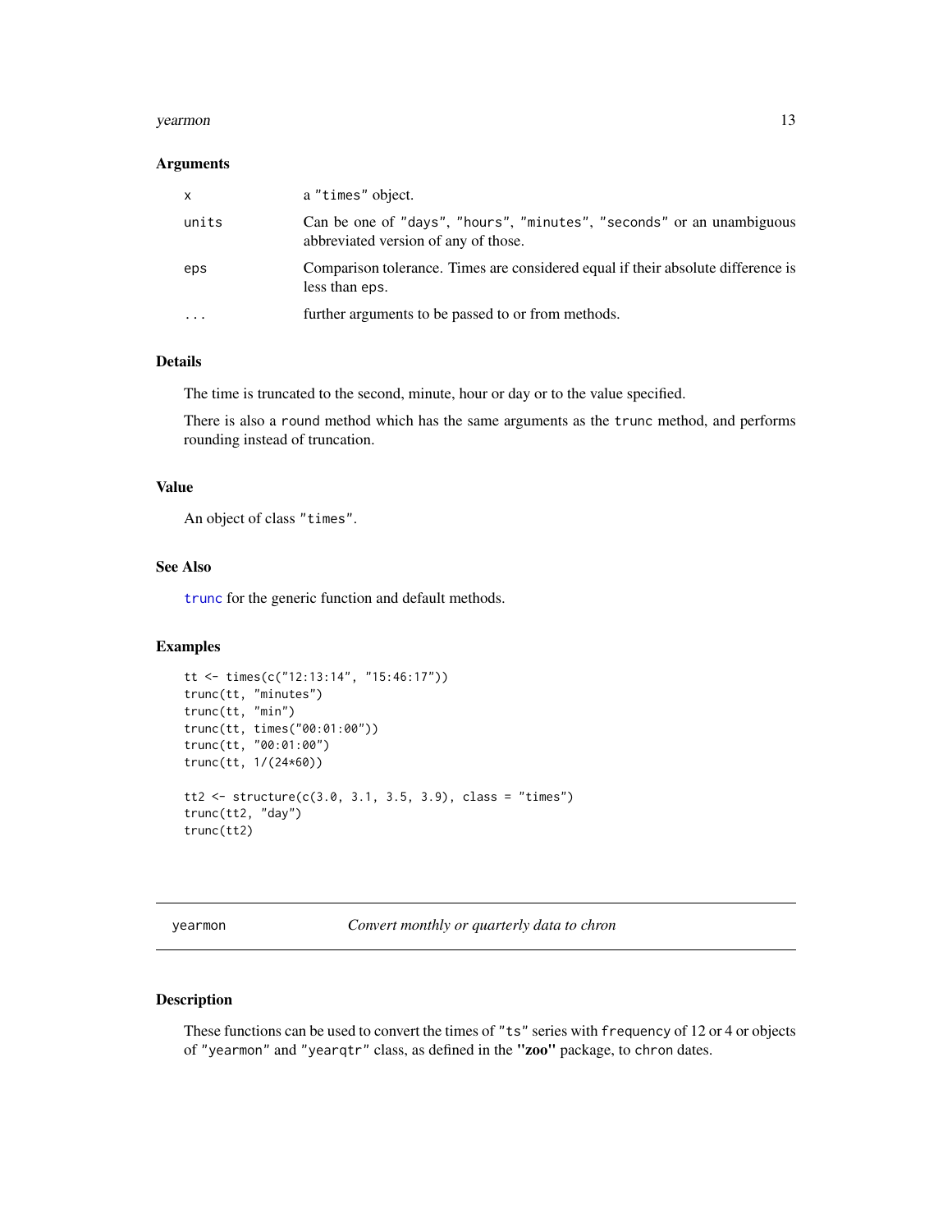### Arguments

| | |
|---|---|
| `x` | a "times" object. |
| `units` | Can be one of "days", "hours", "minutes", "seconds" or an unambiguous abbreviated version of any of those. |
| `eps` | Comparison tolerance. Times are considered equal if their absolute difference is less than eps. |
| `...` | further arguments to be passed to or from methods. |

### Details

The time is truncated to the second, minute, hour or day or to the value specified.

There is also a `round` method which has the same arguments as the `trunc` method, and performs rounding instead of truncation.

### Value

An object of class "times".

### See Also

`trunc` for the generic function and default methods.

### Examples

```
tt <- times(c("12:13:14", "15:46:17"))
trunc(tt, "minutes")
trunc(tt, "min")
trunc(tt, times("00:01:00"))
trunc(tt, "00:01:00")
trunc(tt, 1/(24*60))

tt2 <- structure(c(3.0, 3.1, 3.5, 3.9), class = "times")
trunc(tt2, "day")
trunc(tt2)
```

---

## yearmon — *Convert monthly or quarterly data to chron*

### Description

These functions can be used to convert the times of "ts" series with `frequency` of 12 or 4 or objects of "yearmon" and "yearqtr" class, as defined in the **"zoo"** package, to `chron` dates.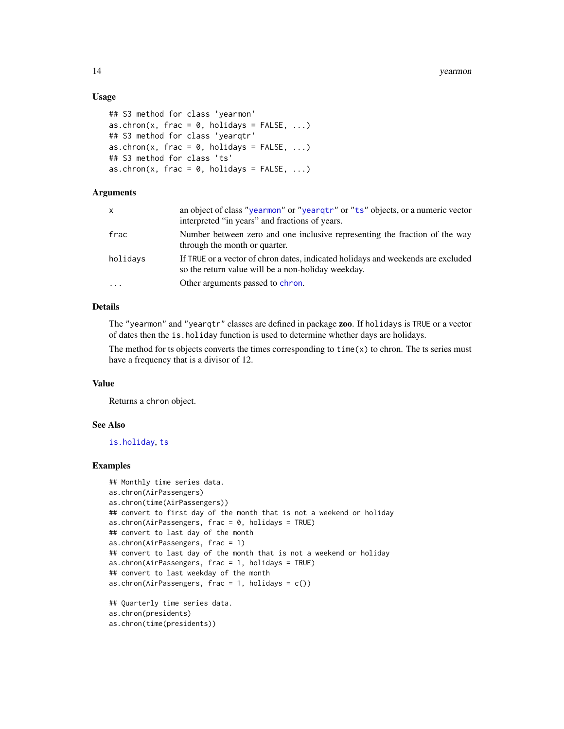### Usage

```
## S3 method for class 'yearmon'
as.chron(x, frac = 0, holidays = FALSE, ...)
## S3 method for class 'yearqtr'
as.chron(x, frac = 0, holidays = FALSE, ...)
## S3 method for class 'ts'
as.chron(x, frac = 0, holidays = FALSE, ...)
```

### Arguments

| | |
|---|---|
| x | an object of class "yearmon" or "yearqtr" or "ts" objects, or a numeric vector interpreted "in years" and fractions of years. |
| frac | Number between zero and one inclusive representing the fraction of the way through the month or quarter. |
| holidays | If TRUE or a vector of chron dates, indicated holidays and weekends are excluded so the return value will be a non-holiday weekday. |
| ... | Other arguments passed to chron. |

### Details

The "yearmon" and "yearqtr" classes are defined in package **zoo**. If holidays is TRUE or a vector of dates then the is.holiday function is used to determine whether days are holidays.

The method for ts objects converts the times corresponding to time(x) to chron. The ts series must have a frequency that is a divisor of 12.

### Value

Returns a chron object.

### See Also

is.holiday, ts

### Examples

```
## Monthly time series data.
as.chron(AirPassengers)
as.chron(time(AirPassengers))
## convert to first day of the month that is not a weekend or holiday
as.chron(AirPassengers, frac = 0, holidays = TRUE)
## convert to last day of the month
as.chron(AirPassengers, frac = 1)
## convert to last day of the month that is not a weekend or holiday
as.chron(AirPassengers, frac = 1, holidays = TRUE)
## convert to last weekday of the month
as.chron(AirPassengers, frac = 1, holidays = c())

## Quarterly time series data.
as.chron(presidents)
as.chron(time(presidents))
```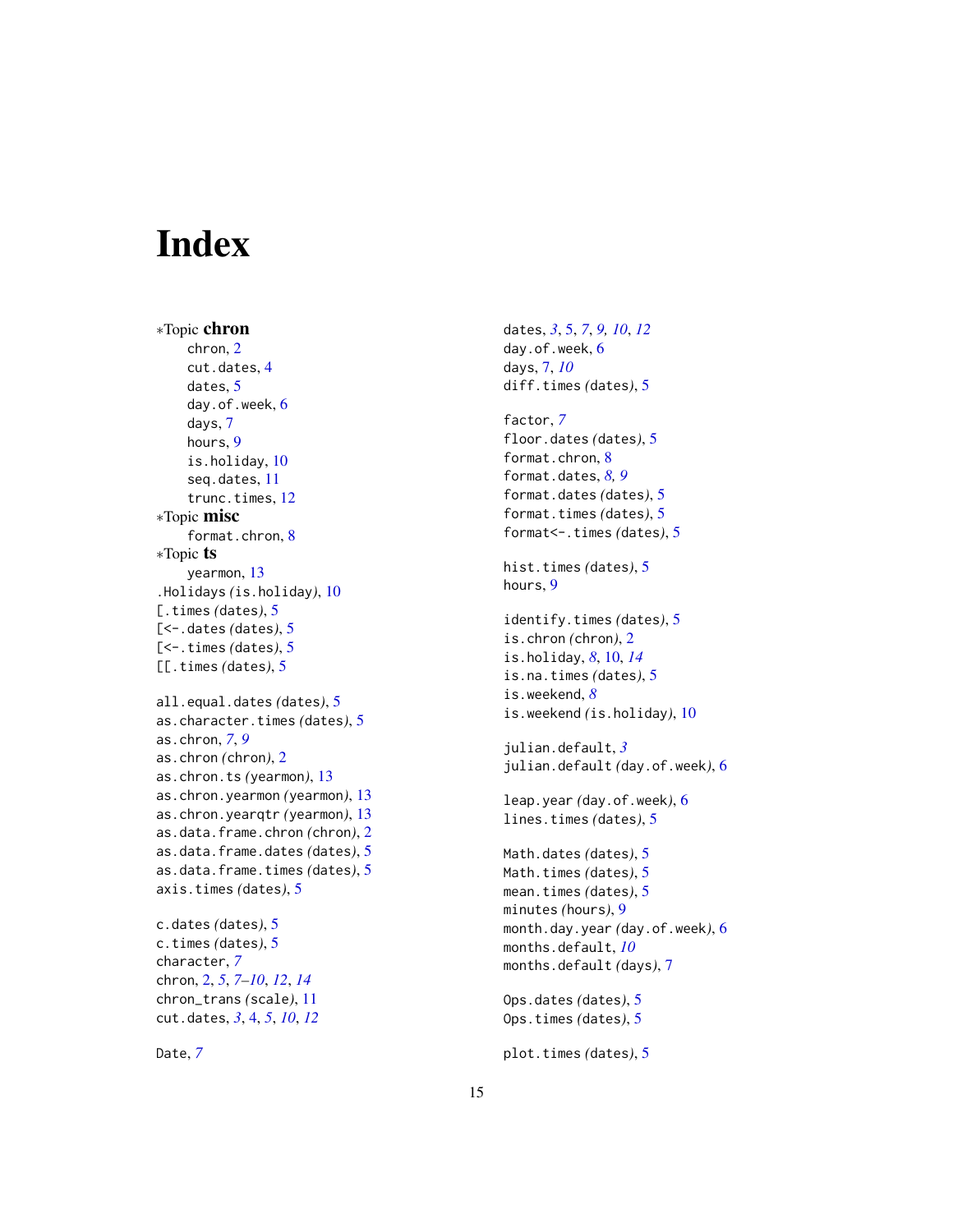# Index

∗Topic **chron**
 chron, 2
 cut.dates, 4
 dates, 5
 day.of.week, 6
 days, 7
 hours, 9
 is.holiday, 10
 seq.dates, 11
 trunc.times, 12

∗Topic **misc**
 format.chron, 8

∗Topic **ts**
 yearmon, 13

.Holidays *(is.holiday)*, 10
[.times *(dates)*, 5
[<-.dates *(dates)*, 5
[<-.times *(dates)*, 5
[[.times *(dates)*, 5

all.equal.dates *(dates)*, 5
as.character.times *(dates)*, 5
as.chron, *7*, *9*
as.chron *(chron)*, 2
as.chron.ts *(yearmon)*, 13
as.chron.yearmon *(yearmon)*, 13
as.chron.yearqtr *(yearmon)*, 13
as.data.frame.chron *(chron)*, 2
as.data.frame.dates *(dates)*, 5
as.data.frame.times *(dates)*, 5
axis.times *(dates)*, 5

c.dates *(dates)*, 5
c.times *(dates)*, 5
character, *7*
chron, 2, *5*, *7–10*, *12*, *14*
chron_trans *(scale)*, 11
cut.dates, *3*, 4, *5*, *10*, *12*

Date, *7*

dates, *3*, 5, *7*, *9*, *10*, *12*
day.of.week, 6
days, 7, *10*
diff.times *(dates)*, 5

factor, *7*
floor.dates *(dates)*, 5
format.chron, 8
format.dates, *8*, *9*
format.dates *(dates)*, 5
format.times *(dates)*, 5
format<-.times *(dates)*, 5

hist.times *(dates)*, 5
hours, 9

identify.times *(dates)*, 5
is.chron *(chron)*, 2
is.holiday, *8*, 10, *14*
is.na.times *(dates)*, 5
is.weekend, *8*
is.weekend *(is.holiday)*, 10

julian.default, *3*
julian.default *(day.of.week)*, 6

leap.year *(day.of.week)*, 6
lines.times *(dates)*, 5

Math.dates *(dates)*, 5
Math.times *(dates)*, 5
mean.times *(dates)*, 5
minutes *(hours)*, 9
month.day.year *(day.of.week)*, 6
months.default, *10*
months.default *(days)*, 7

Ops.dates *(dates)*, 5
Ops.times *(dates)*, 5

plot.times *(dates)*, 5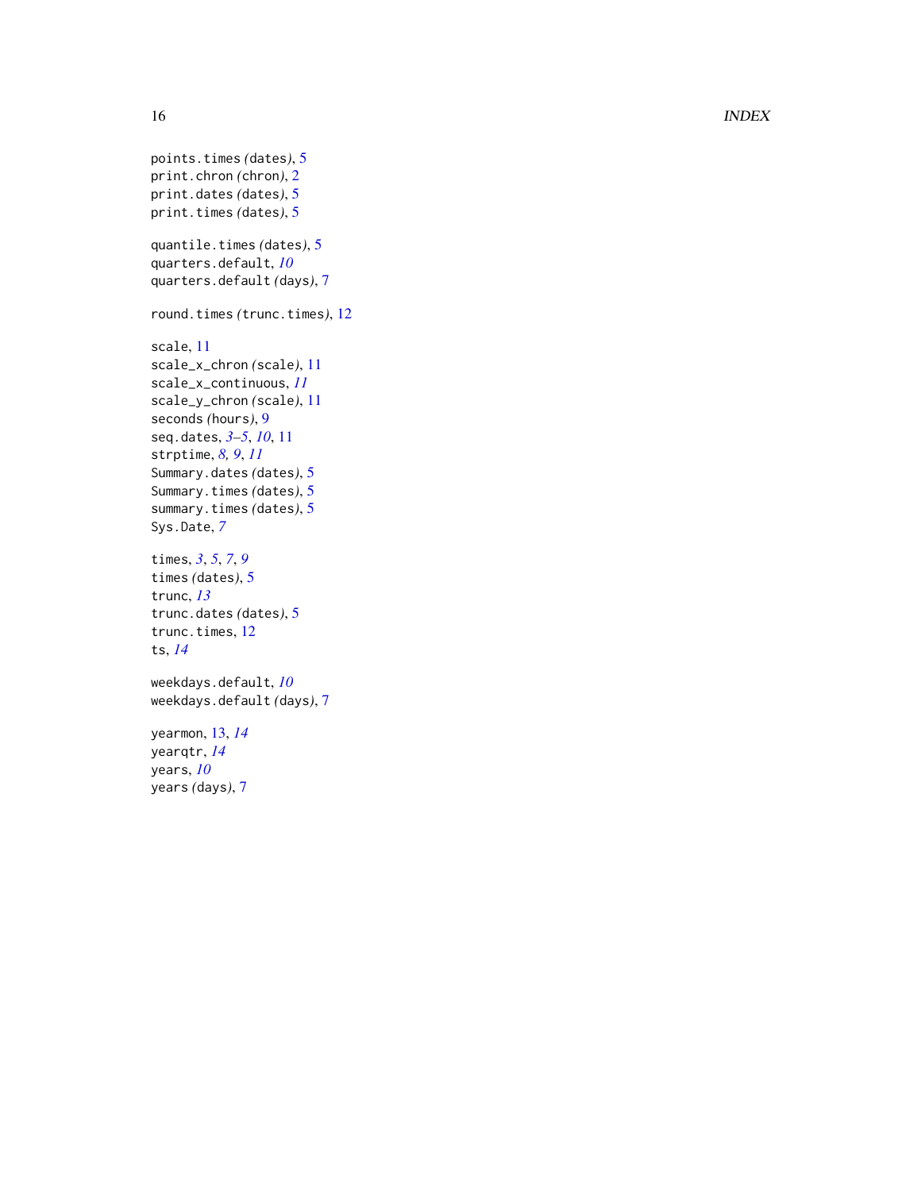points.times (dates), 5
print.chron (chron), 2
print.dates (dates), 5
print.times (dates), 5

quantile.times (dates), 5
quarters.default, *10*
quarters.default (days), 7

round.times (trunc.times), 12

scale, 11
scale_x_chron (scale), 11
scale_x_continuous, *11*
scale_y_chron (scale), 11
seconds (hours), 9
seq.dates, *3–5*, *10*, 11
strptime, *8, 9*, *11*
Summary.dates (dates), 5
Summary.times (dates), 5
summary.times (dates), 5
Sys.Date, *7*

times, *3*, *5*, *7*, *9*
times (dates), 5
trunc, *13*
trunc.dates (dates), 5
trunc.times, 12
ts, *14*

weekdays.default, *10*
weekdays.default (days), 7

yearmon, 13, *14*
yearqtr, *14*
years, *10*
years (days), 7